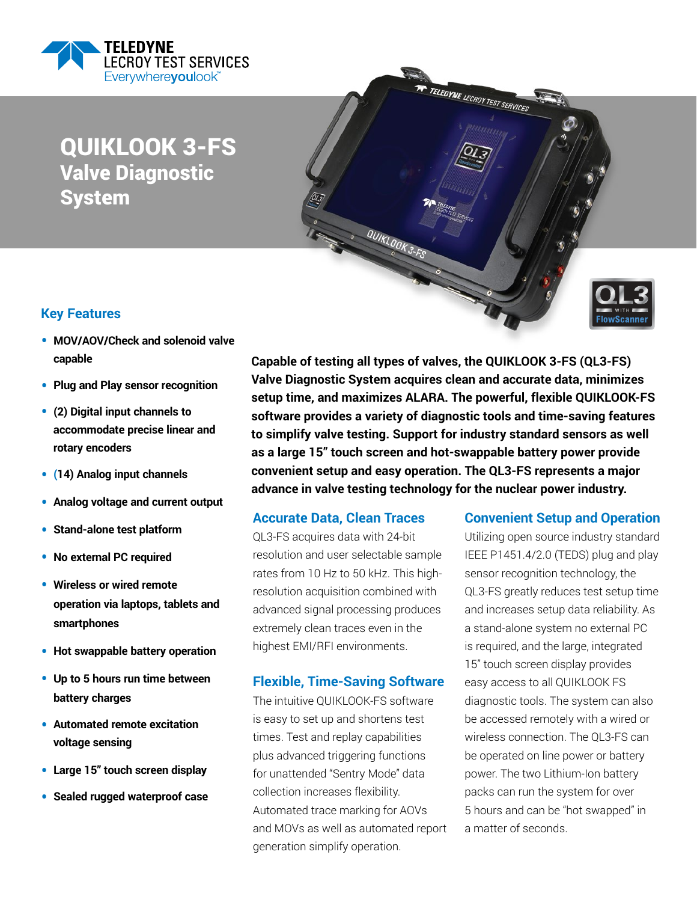TELEDYNE LECROY TEST SERVICES
Everywhereyoulook™

# QUIKLOOK 3-FS
## Valve Diagnostic System

### Key Features

- **MOV/AOV/Check and solenoid valve capable**
- **Plug and Play sensor recognition**
- **(2) Digital input channels to accommodate precise linear and rotary encoders**
- **(14) Analog input channels**
- **Analog voltage and current output**
- **Stand-alone test platform**
- **No external PC required**
- **Wireless or wired remote operation via laptops, tablets and smartphones**
- **Hot swappable battery operation**
- **Up to 5 hours run time between battery charges**
- **Automated remote excitation voltage sensing**
- **Large 15" touch screen display**
- **Sealed rugged waterproof case**

**Capable of testing all types of valves, the QUIKLOOK 3-FS (QL3-FS) Valve Diagnostic System acquires clean and accurate data, minimizes setup time, and maximizes ALARA. The powerful, flexible QUIKLOOK-FS software provides a variety of diagnostic tools and time-saving features to simplify valve testing. Support for industry standard sensors as well as a large 15" touch screen and hot-swappable battery power provide convenient setup and easy operation. The QL3-FS represents a major advance in valve testing technology for the nuclear power industry.**

### Accurate Data, Clean Traces

QL3-FS acquires data with 24-bit resolution and user selectable sample rates from 10 Hz to 50 kHz. This high-resolution acquisition combined with advanced signal processing produces extremely clean traces even in the highest EMI/RFI environments.

### Flexible, Time-Saving Software

The intuitive QUIKLOOK-FS software is easy to set up and shortens test times. Test and replay capabilities plus advanced triggering functions for unattended "Sentry Mode" data collection increases flexibility. Automated trace marking for AOVs and MOVs as well as automated report generation simplify operation.

### Convenient Setup and Operation

Utilizing open source industry standard IEEE P1451.4/2.0 (TEDS) plug and play sensor recognition technology, the QL3-FS greatly reduces test setup time and increases setup data reliability. As a stand-alone system no external PC is required, and the large, integrated 15" touch screen display provides easy access to all QUIKLOOK FS diagnostic tools. The system can also be accessed remotely with a wired or wireless connection. The QL3-FS can be operated on line power or battery power. The two Lithium-Ion battery packs can run the system for over 5 hours and can be "hot swapped" in a matter of seconds.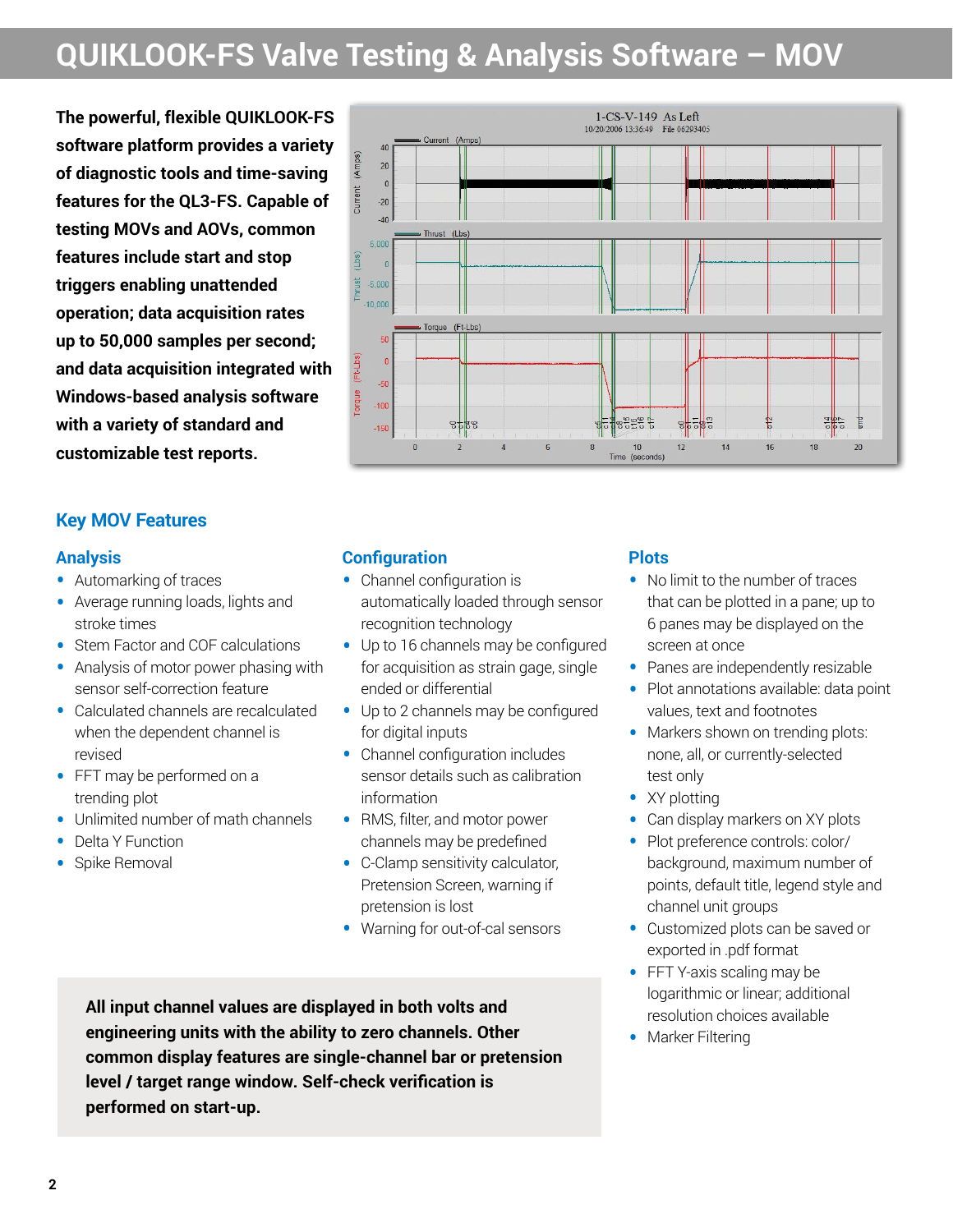# QUIKLOOK-FS Valve Testing & Analysis Software – MOV

**The powerful, flexible QUIKLOOK-FS software platform provides a variety of diagnostic tools and time-saving features for the QL3-FS. Capable of testing MOVs and AOVs, common features include start and stop triggers enabling unattended operation; data acquisition rates up to 50,000 samples per second; and data acquisition integrated with Windows-based analysis software with a variety of standard and customizable test reports.**

## Key MOV Features

### Analysis

- Automarking of traces
- Average running loads, lights and stroke times
- Stem Factor and COF calculations
- Analysis of motor power phasing with sensor self-correction feature
- Calculated channels are recalculated when the dependent channel is revised
- FFT may be performed on a trending plot
- Unlimited number of math channels
- Delta Y Function
- Spike Removal

### Configuration

- Channel configuration is automatically loaded through sensor recognition technology
- Up to 16 channels may be configured for acquisition as strain gage, single ended or differential
- Up to 2 channels may be configured for digital inputs
- Channel configuration includes sensor details such as calibration information
- RMS, filter, and motor power channels may be predefined
- C-Clamp sensitivity calculator, Pretension Screen, warning if pretension is lost
- Warning for out-of-cal sensors

### Plots

- No limit to the number of traces that can be plotted in a pane; up to 6 panes may be displayed on the screen at once
- Panes are independently resizable
- Plot annotations available: data point values, text and footnotes
- Markers shown on trending plots: none, all, or currently-selected test only
- XY plotting
- Can display markers on XY plots
- Plot preference controls: color/background, maximum number of points, default title, legend style and channel unit groups
- Customized plots can be saved or exported in .pdf format
- FFT Y-axis scaling may be logarithmic or linear; additional resolution choices available
- Marker Filtering

**All input channel values are displayed in both volts and engineering units with the ability to zero channels. Other common display features are single-channel bar or pretension level / target range window. Self-check verification is performed on start-up.**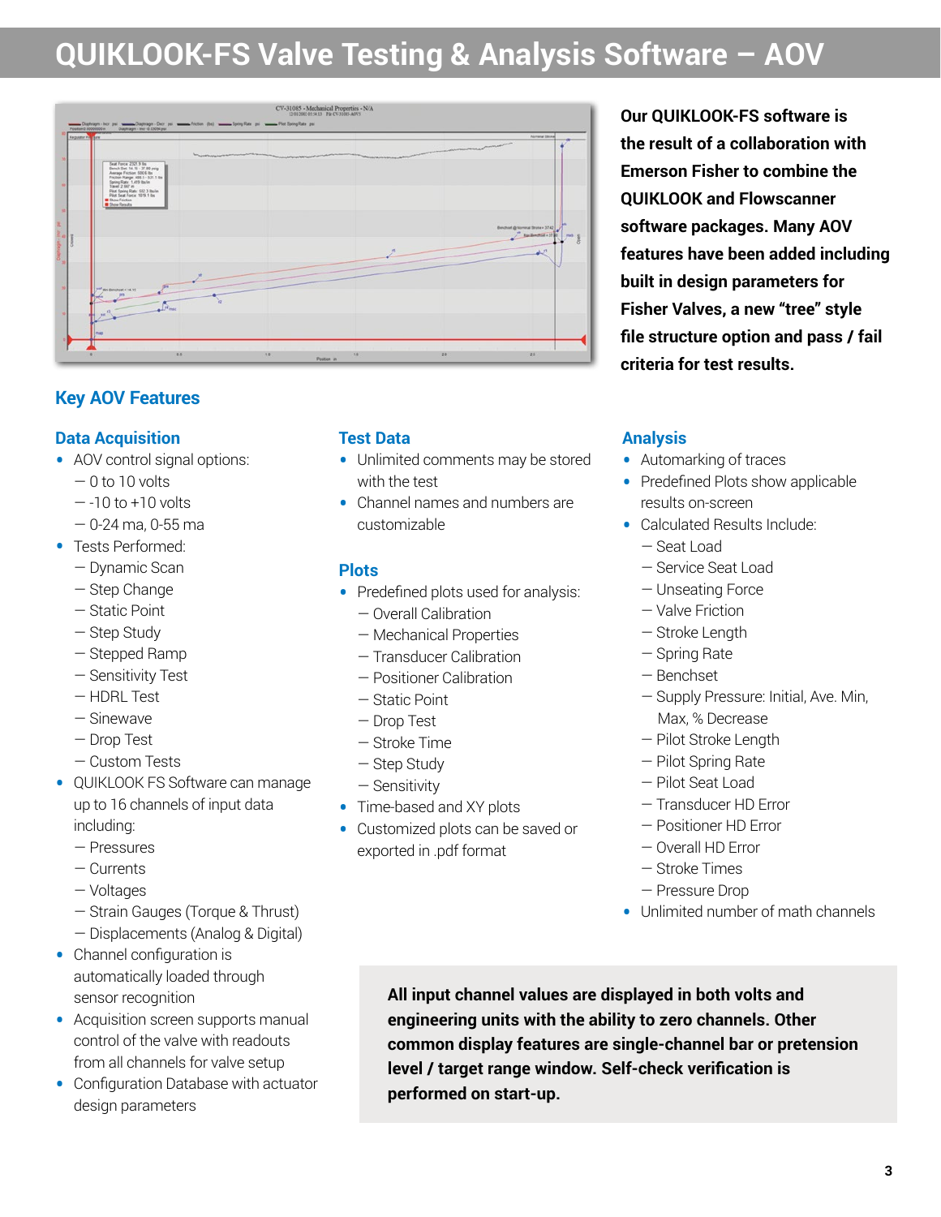# QUIKLOOK-FS Valve Testing & Analysis Software – AOV

**Our QUIKLOOK-FS software is the result of a collaboration with Emerson Fisher to combine the QUIKLOOK and Flowscanner software packages. Many AOV features have been added including built in design parameters for Fisher Valves, a new "tree" style file structure option and pass / fail criteria for test results.**

## Key AOV Features

### Data Acquisition

- AOV control signal options:
  - 0 to 10 volts
  - -10 to +10 volts
  - 0-24 ma, 0-55 ma
- Tests Performed:
  - Dynamic Scan
  - Step Change
  - Static Point
  - Step Study
  - Stepped Ramp
  - Sensitivity Test
  - HDRL Test
  - Sinewave
  - Drop Test
  - Custom Tests
- QUIKLOOK FS Software can manage up to 16 channels of input data including:
  - Pressures
  - Currents
  - Voltages
  - Strain Gauges (Torque & Thrust)
  - Displacements (Analog & Digital)
- Channel configuration is automatically loaded through sensor recognition
- Acquisition screen supports manual control of the valve with readouts from all channels for valve setup
- Configuration Database with actuator design parameters

### Test Data

- Unlimited comments may be stored with the test
- Channel names and numbers are customizable

### Plots

- Predefined plots used for analysis:
  - Overall Calibration
  - Mechanical Properties
  - Transducer Calibration
  - Positioner Calibration
  - Static Point
  - Drop Test
  - Stroke Time
  - Step Study
  - Sensitivity
- Time-based and XY plots
- Customized plots can be saved or exported in .pdf format

### Analysis

- Automarking of traces
- Predefined Plots show applicable results on-screen
- Calculated Results Include:
  - Seat Load
  - Service Seat Load
  - Unseating Force
  - Valve Friction
  - Stroke Length
  - Spring Rate
  - Benchset
  - Supply Pressure: Initial, Ave. Min, Max, % Decrease
  - Pilot Stroke Length
  - Pilot Spring Rate
  - Pilot Seat Load
  - Transducer HD Error
  - Positioner HD Error
  - Overall HD Error
  - Stroke Times
  - Pressure Drop
- Unlimited number of math channels

**All input channel values are displayed in both volts and engineering units with the ability to zero channels. Other common display features are single-channel bar or pretension level / target range window. Self-check verification is performed on start-up.**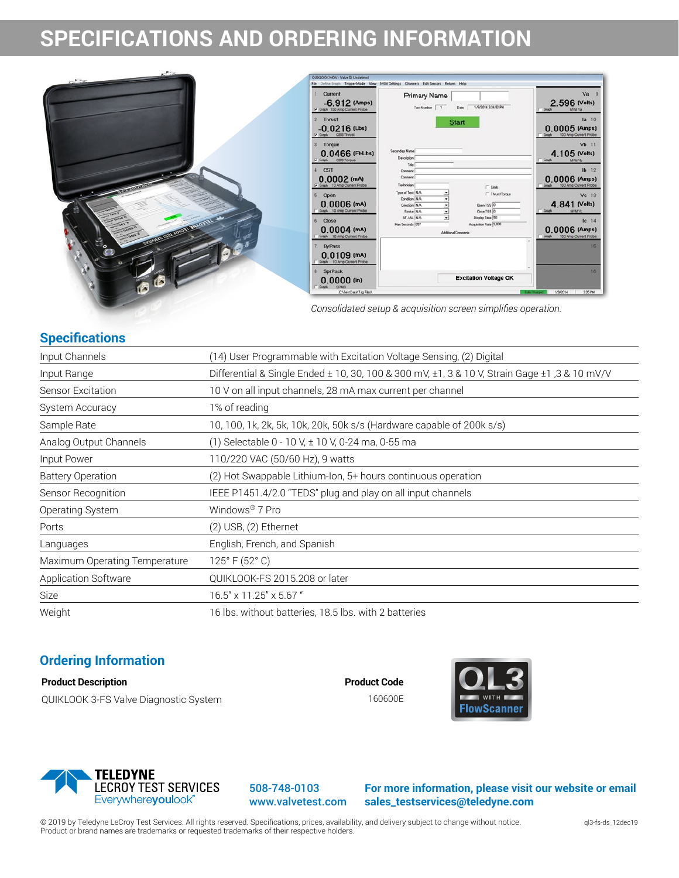# SPECIFICATIONS AND ORDERING INFORMATION

*Consolidated setup & acquisition screen simplifies operation.*

## Specifications

| | |
|---|---|
| Input Channels | (14) User Programmable with Excitation Voltage Sensing, (2) Digital |
| Input Range | Differential & Single Ended ± 10, 30, 100 & 300 mV, ±1, 3 & 10 V, Strain Gage ±1 ,3 & 10 mV/V |
| Sensor Excitation | 10 V on all input channels, 28 mA max current per channel |
| System Accuracy | 1% of reading |
| Sample Rate | 10, 100, 1k, 2k, 5k, 10k, 20k, 50k s/s (Hardware capable of 200k s/s) |
| Analog Output Channels | (1) Selectable 0 - 10 V, ± 10 V, 0-24 ma, 0-55 ma |
| Input Power | 110/220 VAC (50/60 Hz), 9 watts |
| Battery Operation | (2) Hot Swappable Lithium-Ion, 5+ hours continuous operation |
| Sensor Recognition | IEEE P1451.4/2.0 "TEDS" plug and play on all input channels |
| Operating System | Windows® 7 Pro |
| Ports | (2) USB, (2) Ethernet |
| Languages | English, French, and Spanish |
| Maximum Operating Temperature | 125° F (52° C) |
| Application Software | QUIKLOOK-FS 2015.208 or later |
| Size | 16.5" x 11.25" x 5.67 " |
| Weight | 16 lbs. without batteries, 18.5 lbs. with 2 batteries |

## Ordering Information

| Product Description | Product Code |
|---|---|
| QUIKLOOK 3-FS Valve Diagnostic System | 160600E |

QL3 WITH FlowScanner

TELEDYNE LECROY TEST SERVICES
Everywhereyoulook™

508-748-0103
www.valvetest.com

**For more information, please visit our website or email sales_testservices@teledyne.com**

© 2019 by Teledyne LeCroy Test Services. All rights reserved. Specifications, prices, availability, and delivery subject to change without notice.
Product or brand names are trademarks or requested trademarks of their respective holders.

ql3-fs-ds_12dec19